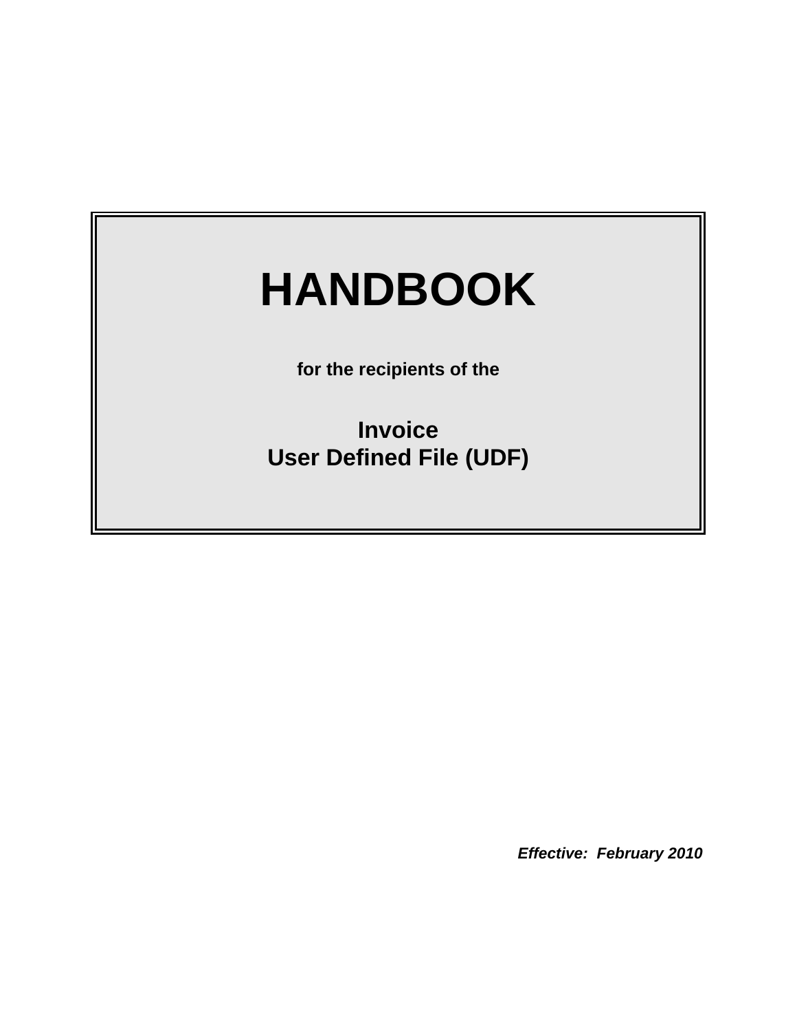# HANDBOOK

**for the recipients of the**

## Invoice
## User Defined File (UDF)

***Effective: February 2010***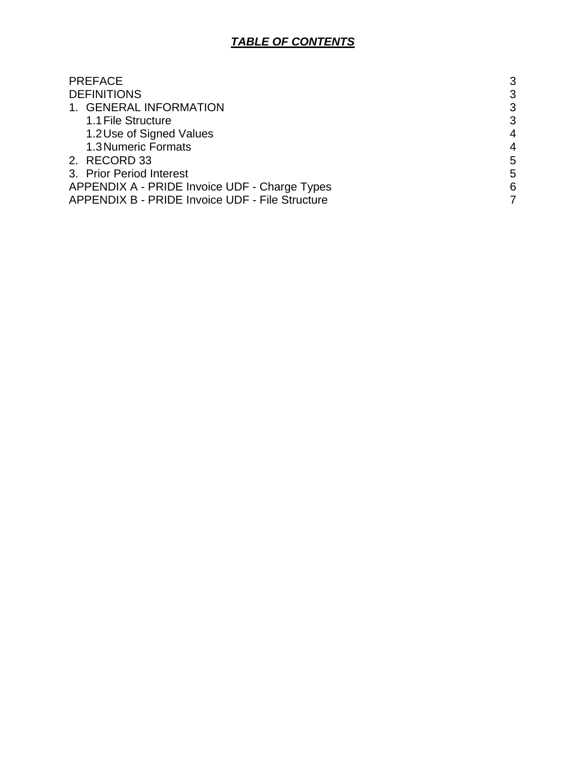***TABLE OF CONTENTS***

| | |
|---|---|
| PREFACE | 3 |
| DEFINITIONS | 3 |
| 1. GENERAL INFORMATION | 3 |
| 1.1 File Structure | 3 |
| 1.2 Use of Signed Values | 4 |
| 1.3 Numeric Formats | 4 |
| 2. RECORD 33 | 5 |
| 3. Prior Period Interest | 5 |
| APPENDIX A - PRIDE Invoice UDF - Charge Types | 6 |
| APPENDIX B - PRIDE Invoice UDF - File Structure | 7 |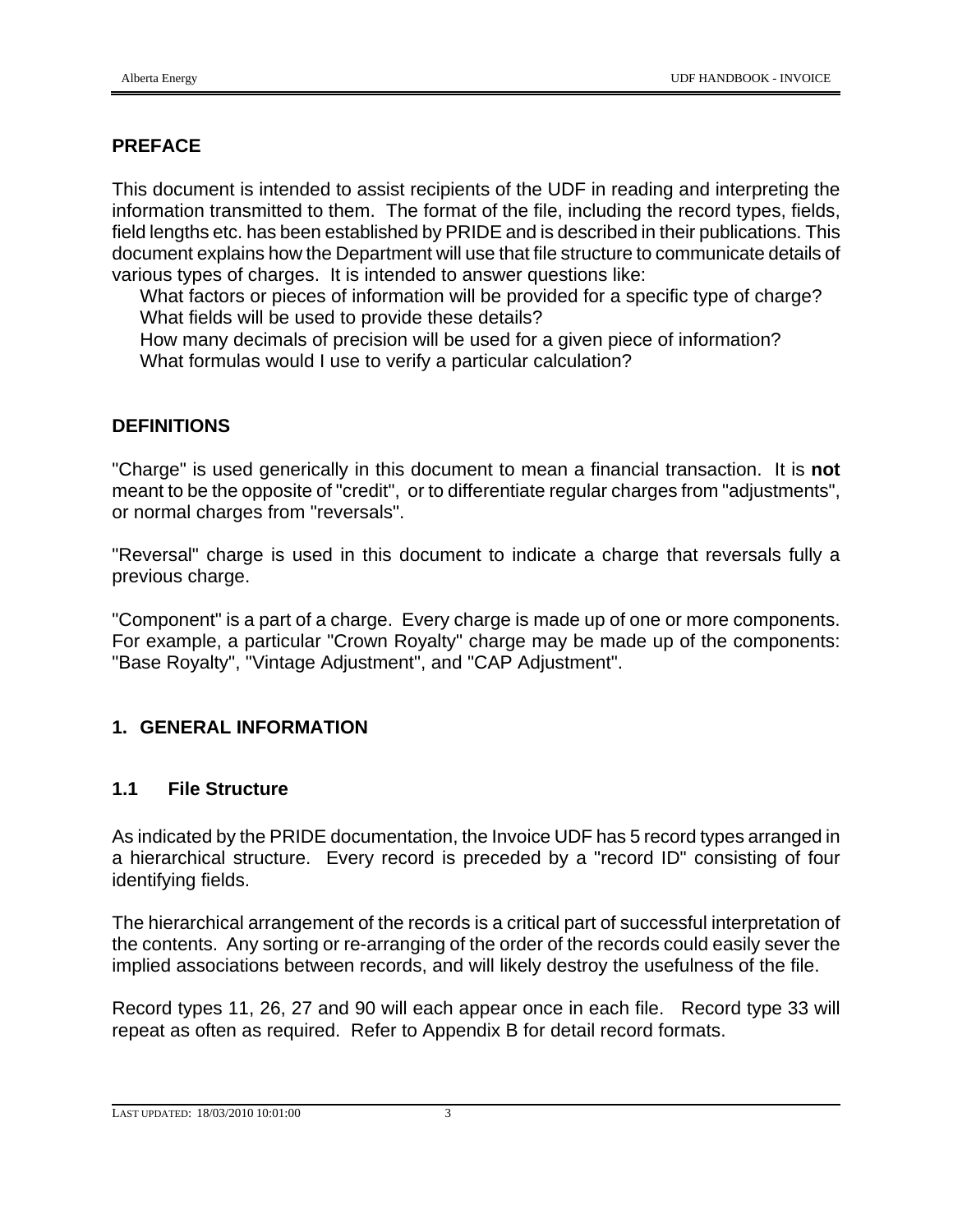## PREFACE

This document is intended to assist recipients of the UDF in reading and interpreting the information transmitted to them. The format of the file, including the record types, fields, field lengths etc. has been established by PRIDE and is described in their publications. This document explains how the Department will use that file structure to communicate details of various types of charges. It is intended to answer questions like:

- What factors or pieces of information will be provided for a specific type of charge?
- What fields will be used to provide these details?
- How many decimals of precision will be used for a given piece of information?
- What formulas would I use to verify a particular calculation?

## DEFINITIONS

"Charge" is used generically in this document to mean a financial transaction. It is **not** meant to be the opposite of "credit", or to differentiate regular charges from "adjustments", or normal charges from "reversals".

"Reversal" charge is used in this document to indicate a charge that reversals fully a previous charge.

"Component" is a part of a charge. Every charge is made up of one or more components. For example, a particular "Crown Royalty" charge may be made up of the components: "Base Royalty", "Vintage Adjustment", and "CAP Adjustment".

## 1. GENERAL INFORMATION

### 1.1 File Structure

As indicated by the PRIDE documentation, the Invoice UDF has 5 record types arranged in a hierarchical structure. Every record is preceded by a "record ID" consisting of four identifying fields.

The hierarchical arrangement of the records is a critical part of successful interpretation of the contents. Any sorting or re-arranging of the order of the records could easily sever the implied associations between records, and will likely destroy the usefulness of the file.

Record types 11, 26, 27 and 90 will each appear once in each file. Record type 33 will repeat as often as required. Refer to Appendix B for detail record formats.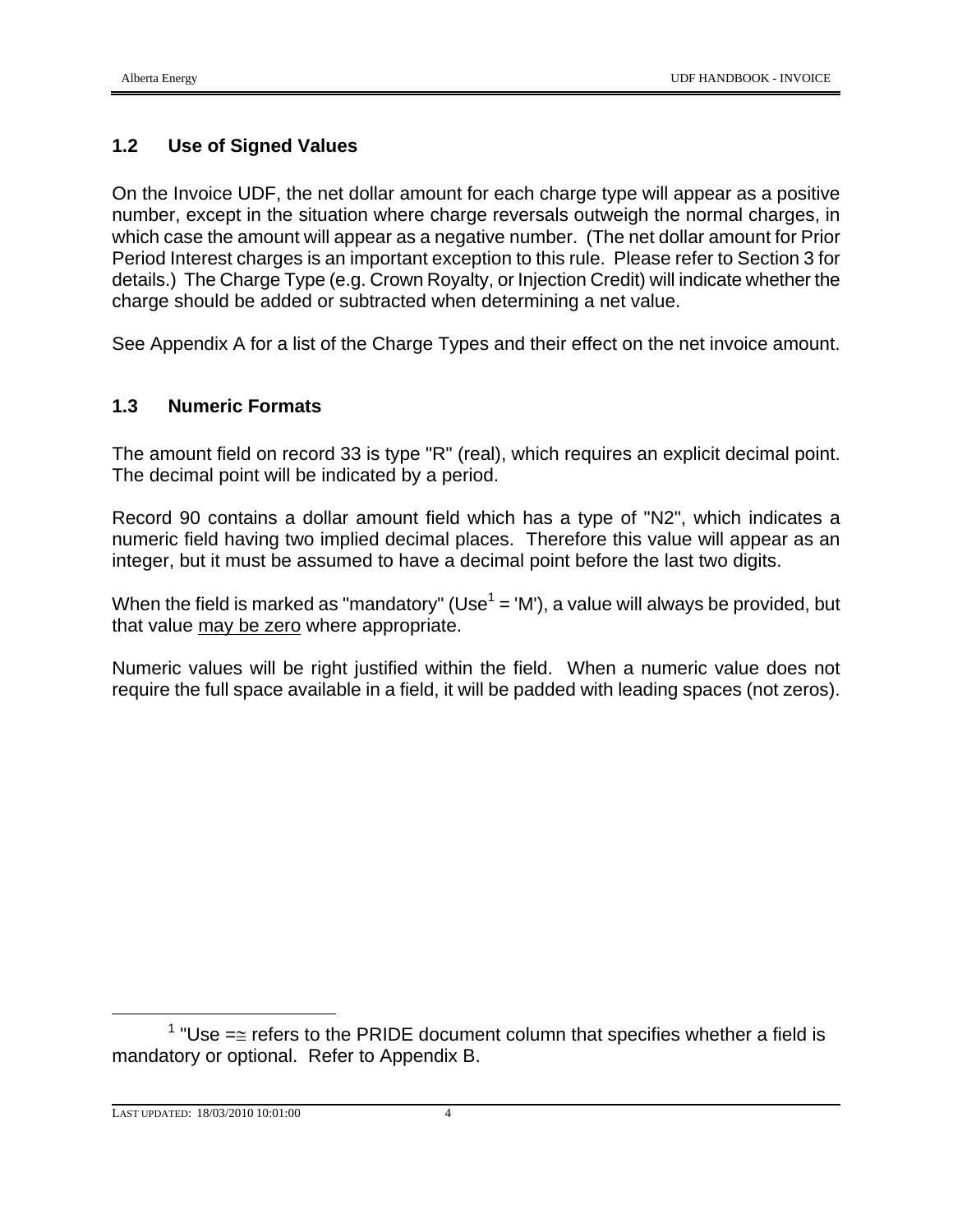## 1.2 Use of Signed Values

On the Invoice UDF, the net dollar amount for each charge type will appear as a positive number, except in the situation where charge reversals outweigh the normal charges, in which case the amount will appear as a negative number. (The net dollar amount for Prior Period Interest charges is an important exception to this rule. Please refer to Section 3 for details.) The Charge Type (e.g. Crown Royalty, or Injection Credit) will indicate whether the charge should be added or subtracted when determining a net value.

See Appendix A for a list of the Charge Types and their effect on the net invoice amount.

## 1.3 Numeric Formats

The amount field on record 33 is type "R" (real), which requires an explicit decimal point. The decimal point will be indicated by a period.

Record 90 contains a dollar amount field which has a type of "N2", which indicates a numeric field having two implied decimal places. Therefore this value will appear as an integer, but it must be assumed to have a decimal point before the last two digits.

When the field is marked as "mandatory" (Use[1] = 'M'), a value will always be provided, but that value <u>may be zero</u> where appropriate.

Numeric values will be right justified within the field. When a numeric value does not require the full space available in a field, it will be padded with leading spaces (not zeros).

---

[1] "Use =≅ refers to the PRIDE document column that specifies whether a field is mandatory or optional. Refer to Appendix B.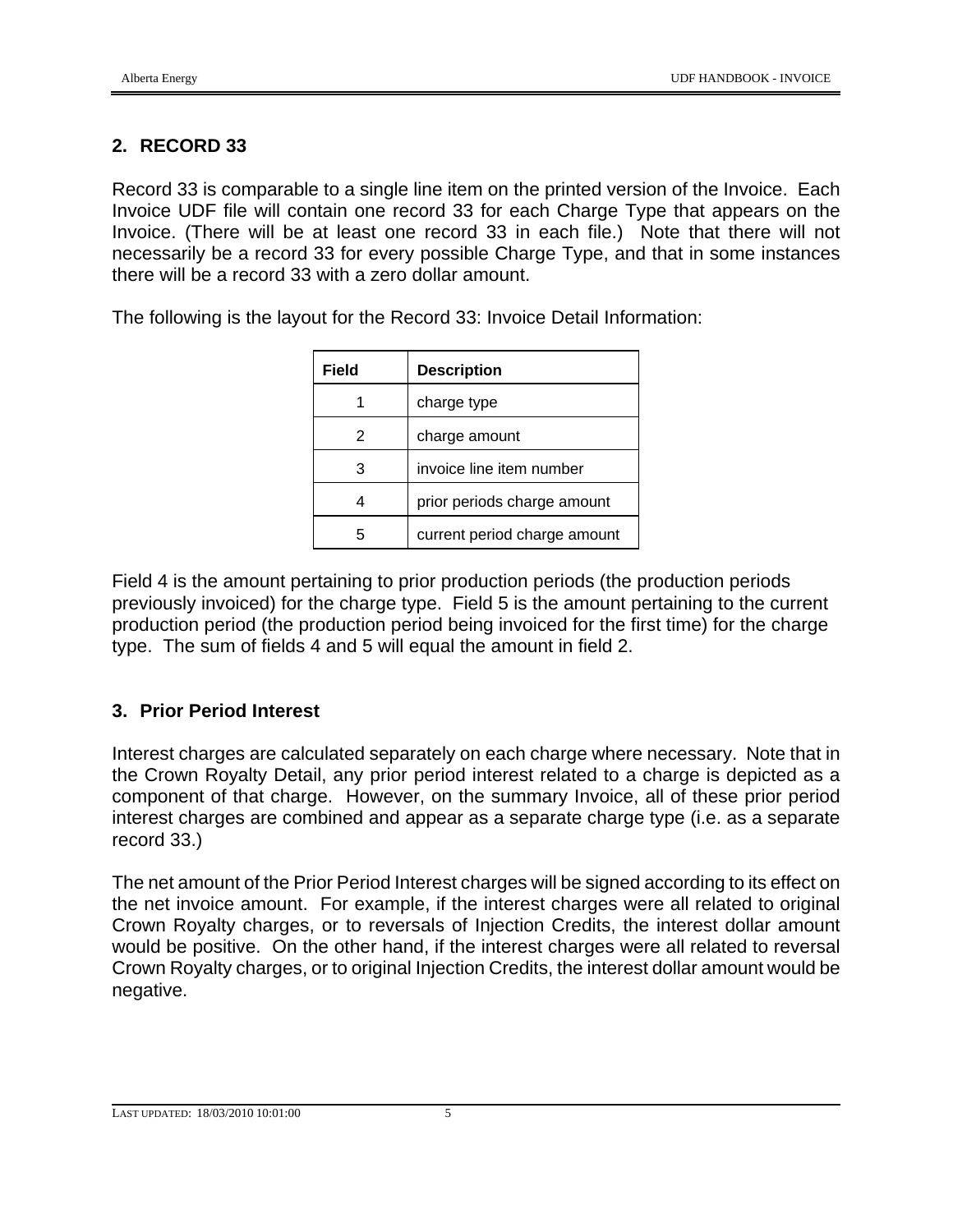## 2. RECORD 33

Record 33 is comparable to a single line item on the printed version of the Invoice. Each Invoice UDF file will contain one record 33 for each Charge Type that appears on the Invoice. (There will be at least one record 33 in each file.) Note that there will not necessarily be a record 33 for every possible Charge Type, and that in some instances there will be a record 33 with a zero dollar amount.

The following is the layout for the Record 33: Invoice Detail Information:

| Field | Description |
|---|---|
| 1 | charge type |
| 2 | charge amount |
| 3 | invoice line item number |
| 4 | prior periods charge amount |
| 5 | current period charge amount |

Field 4 is the amount pertaining to prior production periods (the production periods previously invoiced) for the charge type. Field 5 is the amount pertaining to the current production period (the production period being invoiced for the first time) for the charge type. The sum of fields 4 and 5 will equal the amount in field 2.

## 3. Prior Period Interest

Interest charges are calculated separately on each charge where necessary. Note that in the Crown Royalty Detail, any prior period interest related to a charge is depicted as a component of that charge. However, on the summary Invoice, all of these prior period interest charges are combined and appear as a separate charge type (i.e. as a separate record 33.)

The net amount of the Prior Period Interest charges will be signed according to its effect on the net invoice amount. For example, if the interest charges were all related to original Crown Royalty charges, or to reversals of Injection Credits, the interest dollar amount would be positive. On the other hand, if the interest charges were all related to reversal Crown Royalty charges, or to original Injection Credits, the interest dollar amount would be negative.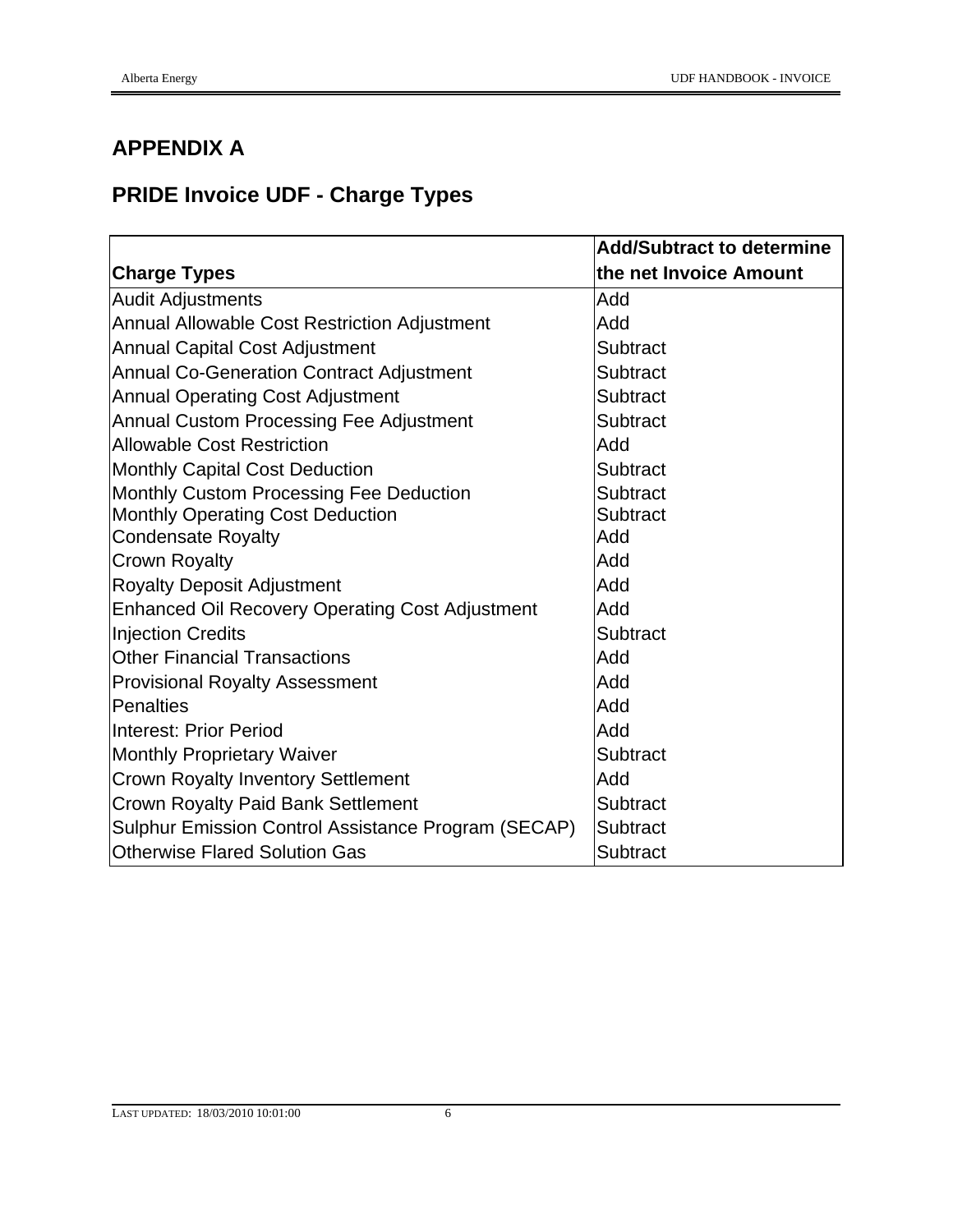## APPENDIX A

## PRIDE Invoice UDF - Charge Types

| Charge Types | Add/Subtract to determine the net Invoice Amount |
|---|---|
| Audit Adjustments | Add |
| Annual Allowable Cost Restriction Adjustment | Add |
| Annual Capital Cost Adjustment | Subtract |
| Annual Co-Generation Contract Adjustment | Subtract |
| Annual Operating Cost Adjustment | Subtract |
| Annual Custom Processing Fee Adjustment | Subtract |
| Allowable Cost Restriction | Add |
| Monthly Capital Cost Deduction | Subtract |
| Monthly Custom Processing Fee Deduction | Subtract |
| Monthly Operating Cost Deduction | Subtract |
| Condensate Royalty | Add |
| Crown Royalty | Add |
| Royalty Deposit Adjustment | Add |
| Enhanced Oil Recovery Operating Cost Adjustment | Add |
| Injection Credits | Subtract |
| Other Financial Transactions | Add |
| Provisional Royalty Assessment | Add |
| Penalties | Add |
| Interest: Prior Period | Add |
| Monthly Proprietary Waiver | Subtract |
| Crown Royalty Inventory Settlement | Add |
| Crown Royalty Paid Bank Settlement | Subtract |
| Sulphur Emission Control Assistance Program (SECAP) | Subtract |
| Otherwise Flared Solution Gas | Subtract |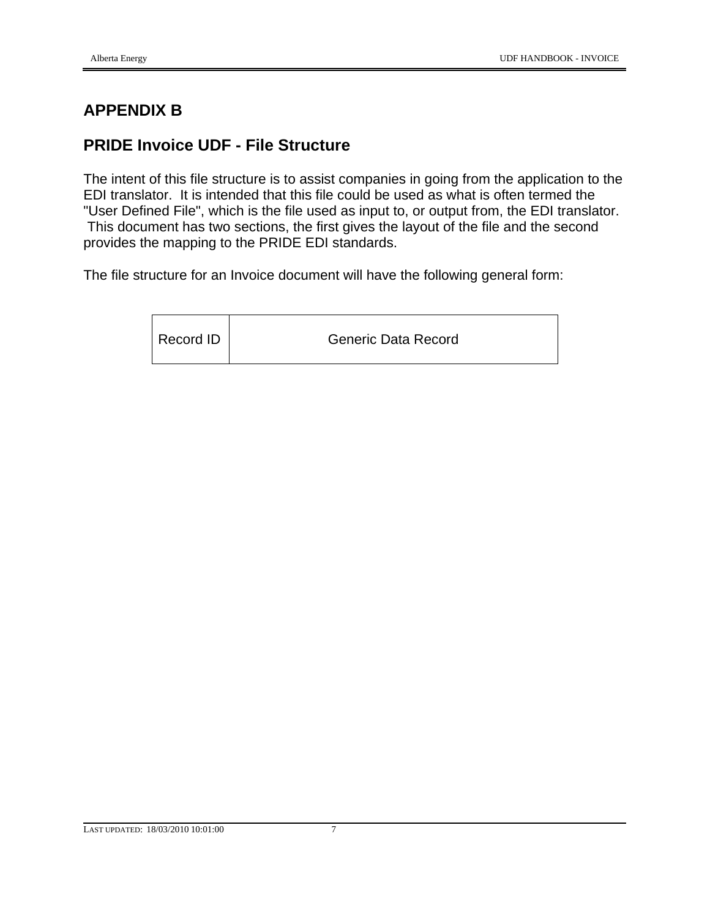# APPENDIX B

## PRIDE Invoice UDF - File Structure

The intent of this file structure is to assist companies in going from the application to the EDI translator. It is intended that this file could be used as what is often termed the "User Defined File", which is the file used as input to, or output from, the EDI translator. This document has two sections, the first gives the layout of the file and the second provides the mapping to the PRIDE EDI standards.

The file structure for an Invoice document will have the following general form:

| Record ID | Generic Data Record |
|---|---|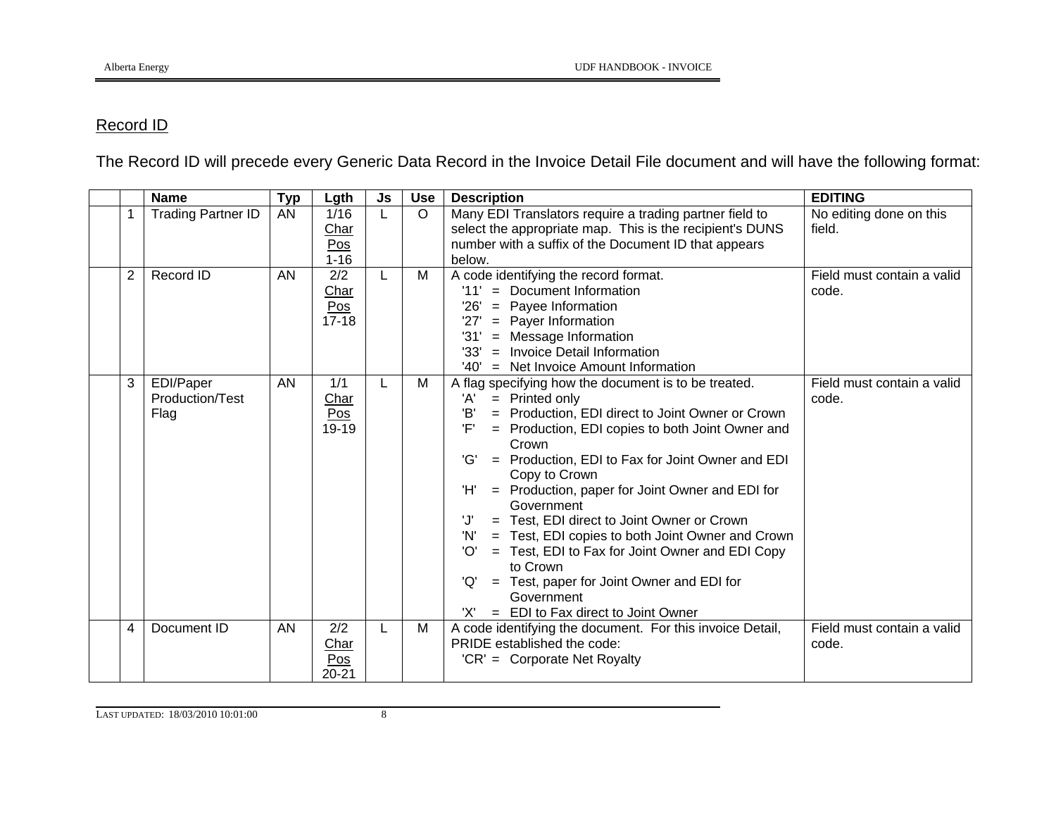## Record ID

The Record ID will precede every Generic Data Record in the Invoice Detail File document and will have the following format:

| | | Name | Typ | Lgth | Js | Use | Description | EDITING |
|---|---|---|---|---|---|---|---|---|
| | 1 | Trading Partner ID | AN | 1/16 Char Pos 1-16 | L | O | Many EDI Translators require a trading partner field to select the appropriate map. This is the recipient's DUNS number with a suffix of the Document ID that appears below. | No editing done on this field. |
| | 2 | Record ID | AN | 2/2 Char Pos 17-18 | L | M | A code identifying the record format.<br>'11' = Document Information<br>'26' = Payee Information<br>'27' = Payer Information<br>'31' = Message Information<br>'33' = Invoice Detail Information<br>'40' = Net Invoice Amount Information | Field must contain a valid code. |
| | 3 | EDI/Paper Production/Test Flag | AN | 1/1 Char Pos 19-19 | L | M | A flag specifying how the document is to be treated.<br>'A' = Printed only<br>'B' = Production, EDI direct to Joint Owner or Crown<br>'F' = Production, EDI copies to both Joint Owner and Crown<br>'G' = Production, EDI to Fax for Joint Owner and EDI Copy to Crown<br>'H' = Production, paper for Joint Owner and EDI for Government<br>'J' = Test, EDI direct to Joint Owner or Crown<br>'N' = Test, EDI copies to both Joint Owner and Crown<br>'O' = Test, EDI to Fax for Joint Owner and EDI Copy to Crown<br>'Q' = Test, paper for Joint Owner and EDI for Government<br>'X' = EDI to Fax direct to Joint Owner | Field must contain a valid code. |
| | 4 | Document ID | AN | 2/2 Char Pos 20-21 | L | M | A code identifying the document. For this invoice Detail, PRIDE established the code:<br>'CR' = Corporate Net Royalty | Field must contain a valid code. |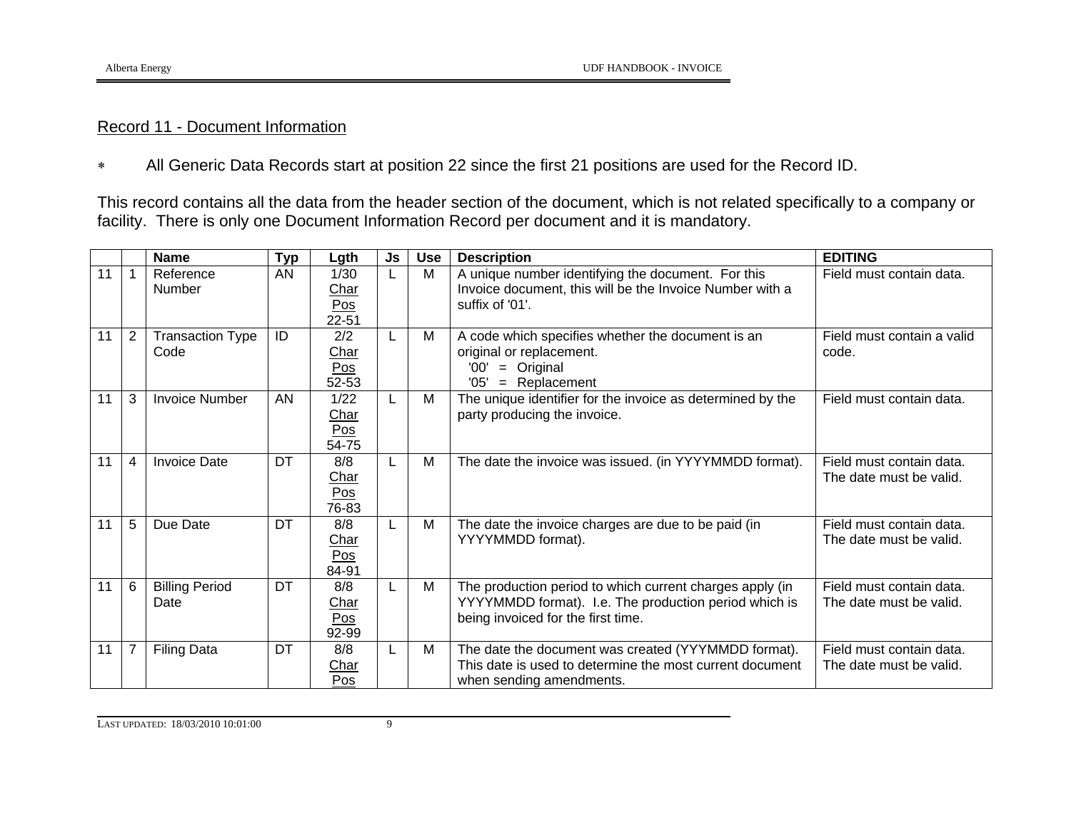## Record 11 - Document Information

- All Generic Data Records start at position 22 since the first 21 positions are used for the Record ID.

This record contains all the data from the header section of the document, which is not related specifically to a company or facility. There is only one Document Information Record per document and it is mandatory.

| | | Name | Typ | Lgth | Js | Use | Description | EDITING |
|---|---|---|---|---|---|---|---|---|
| 11 | 1 | Reference Number | AN | 1/30 Char Pos 22-51 | L | M | A unique number identifying the document. For this Invoice document, this will be the Invoice Number with a suffix of '01'. | Field must contain data. |
| 11 | 2 | Transaction Type Code | ID | 2/2 Char Pos 52-53 | L | M | A code which specifies whether the document is an original or replacement. '00' = Original '05' = Replacement | Field must contain a valid code. |
| 11 | 3 | Invoice Number | AN | 1/22 Char Pos 54-75 | L | M | The unique identifier for the invoice as determined by the party producing the invoice. | Field must contain data. |
| 11 | 4 | Invoice Date | DT | 8/8 Char Pos 76-83 | L | M | The date the invoice was issued. (in YYYYMMDD format). | Field must contain data. The date must be valid. |
| 11 | 5 | Due Date | DT | 8/8 Char Pos 84-91 | L | M | The date the invoice charges are due to be paid (in YYYYMMDD format). | Field must contain data. The date must be valid. |
| 11 | 6 | Billing Period Date | DT | 8/8 Char Pos 92-99 | L | M | The production period to which current charges apply (in YYYYMMDD format). I.e. The production period which is being invoiced for the first time. | Field must contain data. The date must be valid. |
| 11 | 7 | Filing Data | DT | 8/8 Char Pos | L | M | The date the document was created (YYYYMMDD format). This date is used to determine the most current document when sending amendments. | Field must contain data. The date must be valid. |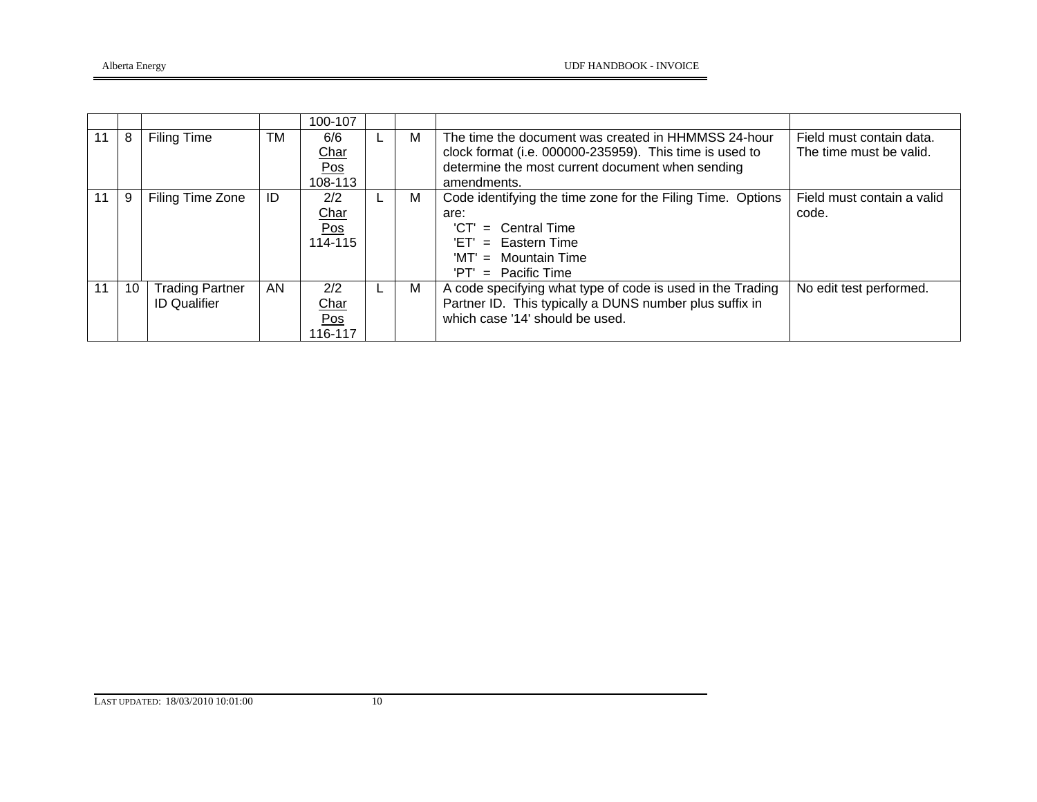| | | | | | | | | |
|---|---|---|---|---|---|---|---|---|
| | | | | 100-107 | | | | |
| 11 | 8 | Filing Time | TM | 6/6 Char Pos 108-113 | L | M | The time the document was created in HHMMSS 24-hour clock format (i.e. 000000-235959). This time is used to determine the most current document when sending amendments. | Field must contain data. The time must be valid. |
| 11 | 9 | Filing Time Zone | ID | 2/2 Char Pos 114-115 | L | M | Code identifying the time zone for the Filing Time. Options are:<br>'CT' = Central Time<br>'ET' = Eastern Time<br>'MT' = Mountain Time<br>'PT' = Pacific Time | Field must contain a valid code. |
| 11 | 10 | Trading Partner ID Qualifier | AN | 2/2 Char Pos 116-117 | L | M | A code specifying what type of code is used in the Trading Partner ID. This typically a DUNS number plus suffix in which case '14' should be used. | No edit test performed. |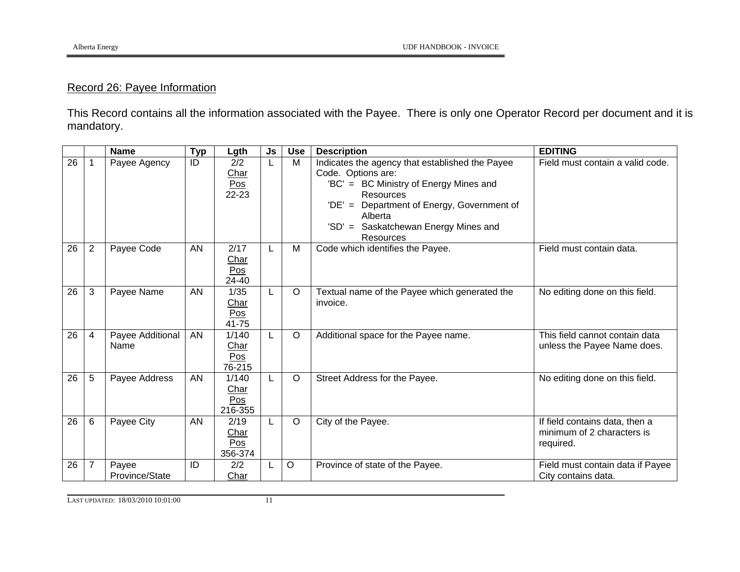## Record 26: Payee Information

This Record contains all the information associated with the Payee. There is only one Operator Record per document and it is mandatory.

| | | Name | Typ | Lgth | Js | Use | Description | EDITING |
|---|---|---|---|---|---|---|---|---|
| 26 | 1 | Payee Agency | ID | 2/2 Char Pos 22-23 | L | M | Indicates the agency that established the Payee Code. Options are: 'BC' = BC Ministry of Energy Mines and Resources 'DE' = Department of Energy, Government of Alberta 'SD' = Saskatchewan Energy Mines and Resources | Field must contain a valid code. |
| 26 | 2 | Payee Code | AN | 2/17 Char Pos 24-40 | L | M | Code which identifies the Payee. | Field must contain data. |
| 26 | 3 | Payee Name | AN | 1/35 Char Pos 41-75 | L | O | Textual name of the Payee which generated the invoice. | No editing done on this field. |
| 26 | 4 | Payee Additional Name | AN | 1/140 Char Pos 76-215 | L | O | Additional space for the Payee name. | This field cannot contain data unless the Payee Name does. |
| 26 | 5 | Payee Address | AN | 1/140 Char Pos 216-355 | L | O | Street Address for the Payee. | No editing done on this field. |
| 26 | 6 | Payee City | AN | 2/19 Char Pos 356-374 | L | O | City of the Payee. | If field contains data, then a minimum of 2 characters is required. |
| 26 | 7 | Payee Province/State | ID | 2/2 Char | L | O | Province of state of the Payee. | Field must contain data if Payee City contains data. |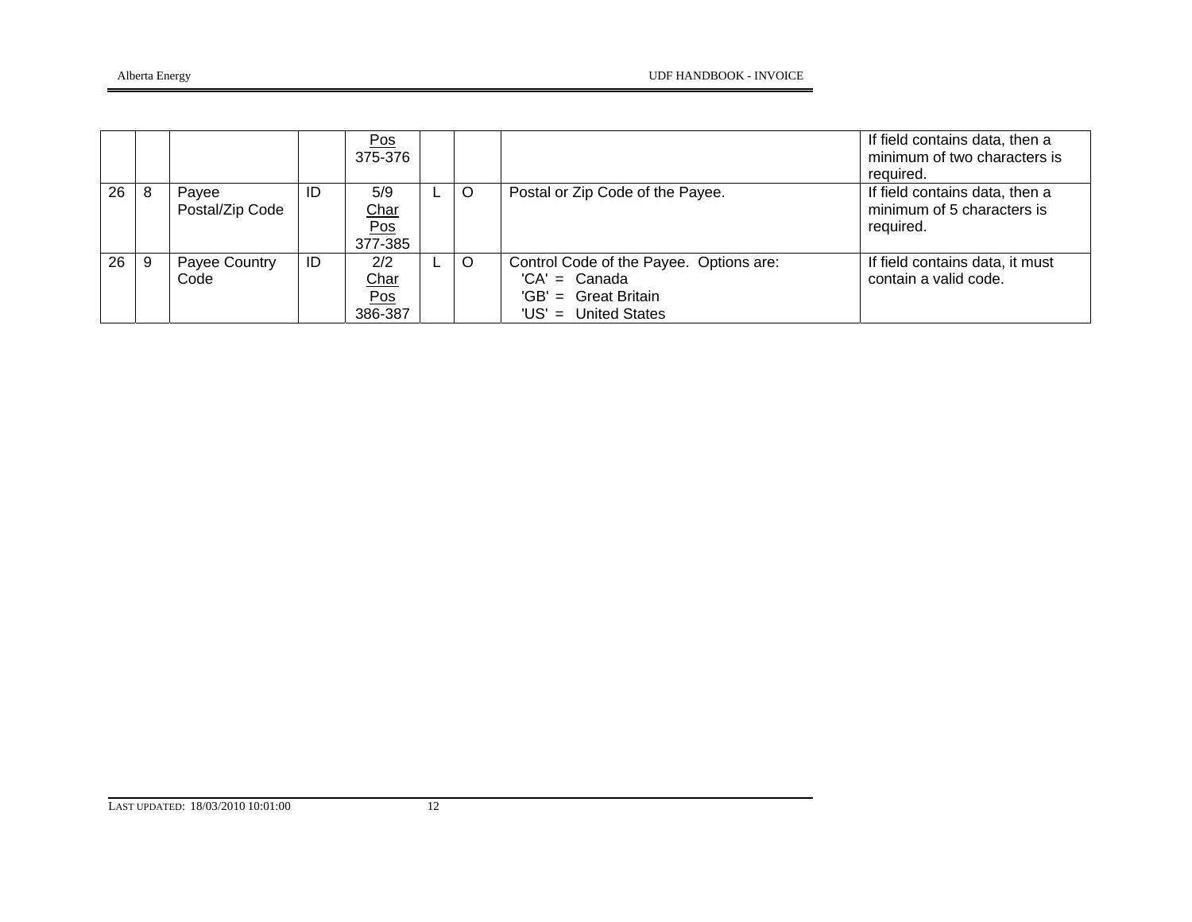| | | | | Pos 375-376 | | | | If field contains data, then a minimum of two characters is required. |
|---|---|---|---|---|---|---|---|---|
| 26 | 8 | Payee Postal/Zip Code | ID | 5/9 Char Pos 377-385 | L | O | Postal or Zip Code of the Payee. | If field contains data, then a minimum of 5 characters is required. |
| 26 | 9 | Payee Country Code | ID | 2/2 Char Pos 386-387 | L | O | Control Code of the Payee. Options are: 'CA' = Canada 'GB' = Great Britain 'US' = United States | If field contains data, it must contain a valid code. |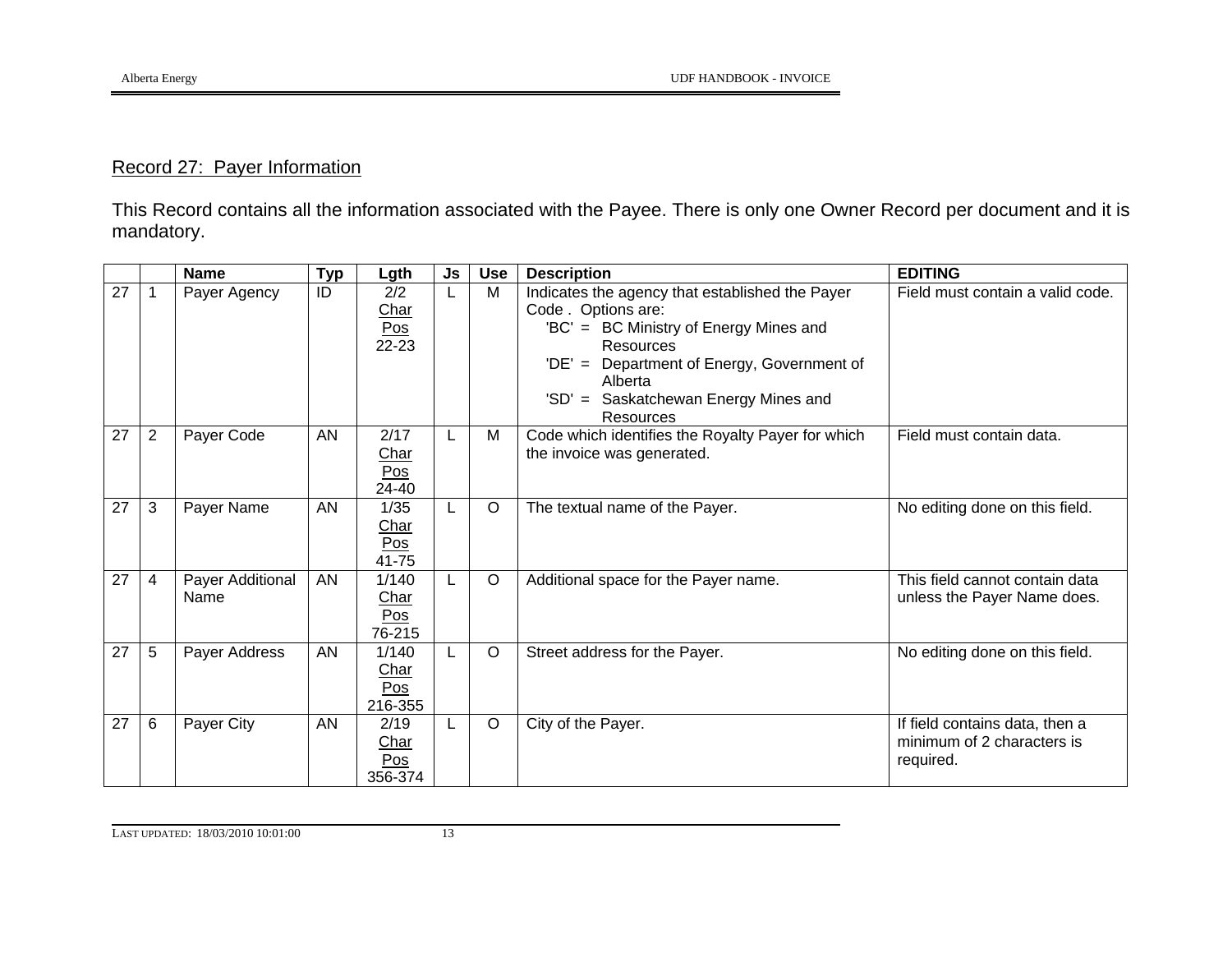## Record 27: Payer Information

This Record contains all the information associated with the Payee. There is only one Owner Record per document and it is mandatory.

| | | Name | Typ | Lgth | Js | Use | Description | EDITING |
|---|---|---|---|---|---|---|---|---|
| 27 | 1 | Payer Agency | ID | 2/2 Char Pos 22-23 | L | M | Indicates the agency that established the Payer Code . Options are: 'BC' = BC Ministry of Energy Mines and Resources 'DE' = Department of Energy, Government of Alberta 'SD' = Saskatchewan Energy Mines and Resources | Field must contain a valid code. |
| 27 | 2 | Payer Code | AN | 2/17 Char Pos 24-40 | L | M | Code which identifies the Royalty Payer for which the invoice was generated. | Field must contain data. |
| 27 | 3 | Payer Name | AN | 1/35 Char Pos 41-75 | L | O | The textual name of the Payer. | No editing done on this field. |
| 27 | 4 | Payer Additional Name | AN | 1/140 Char Pos 76-215 | L | O | Additional space for the Payer name. | This field cannot contain data unless the Payer Name does. |
| 27 | 5 | Payer Address | AN | 1/140 Char Pos 216-355 | L | O | Street address for the Payer. | No editing done on this field. |
| 27 | 6 | Payer City | AN | 2/19 Char Pos 356-374 | L | O | City of the Payer. | If field contains data, then a minimum of 2 characters is required. |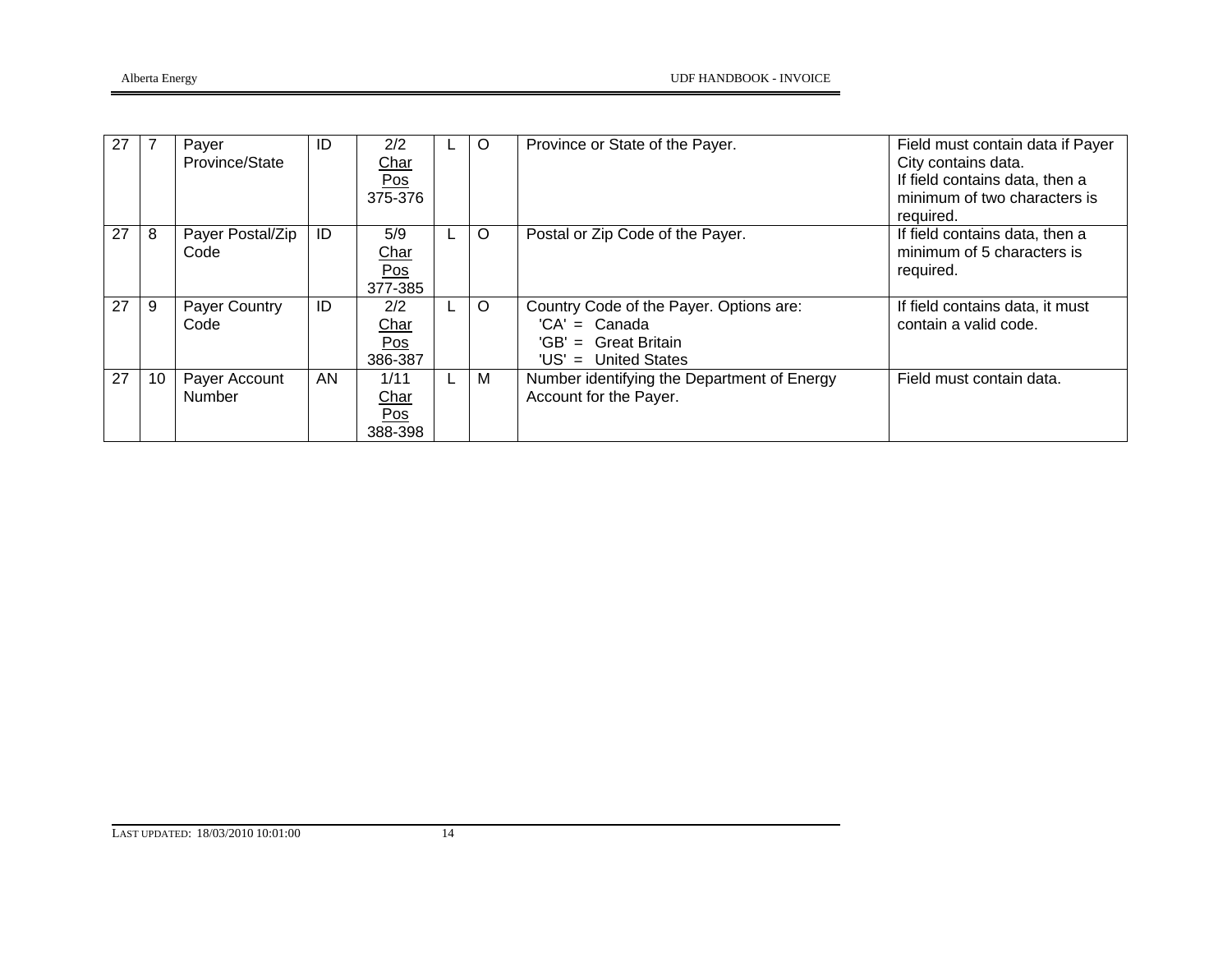| 27 | 7 | Payer Province/State | ID | 2/2 Char Pos 375-376 | L | O | Province or State of the Payer. | Field must contain data if Payer City contains data.<br>If field contains data, then a minimum of two characters is required. |
|---|---|---|---|---|---|---|---|---|
| 27 | 8 | Payer Postal/Zip Code | ID | 5/9 Char Pos 377-385 | L | O | Postal or Zip Code of the Payer. | If field contains data, then a minimum of 5 characters is required. |
| 27 | 9 | Payer Country Code | ID | 2/2 Char Pos 386-387 | L | O | Country Code of the Payer. Options are:<br>'CA' = Canada<br>'GB' = Great Britain<br>'US' = United States | If field contains data, it must contain a valid code. |
| 27 | 10 | Payer Account Number | AN | 1/11 Char Pos 388-398 | L | M | Number identifying the Department of Energy Account for the Payer. | Field must contain data. |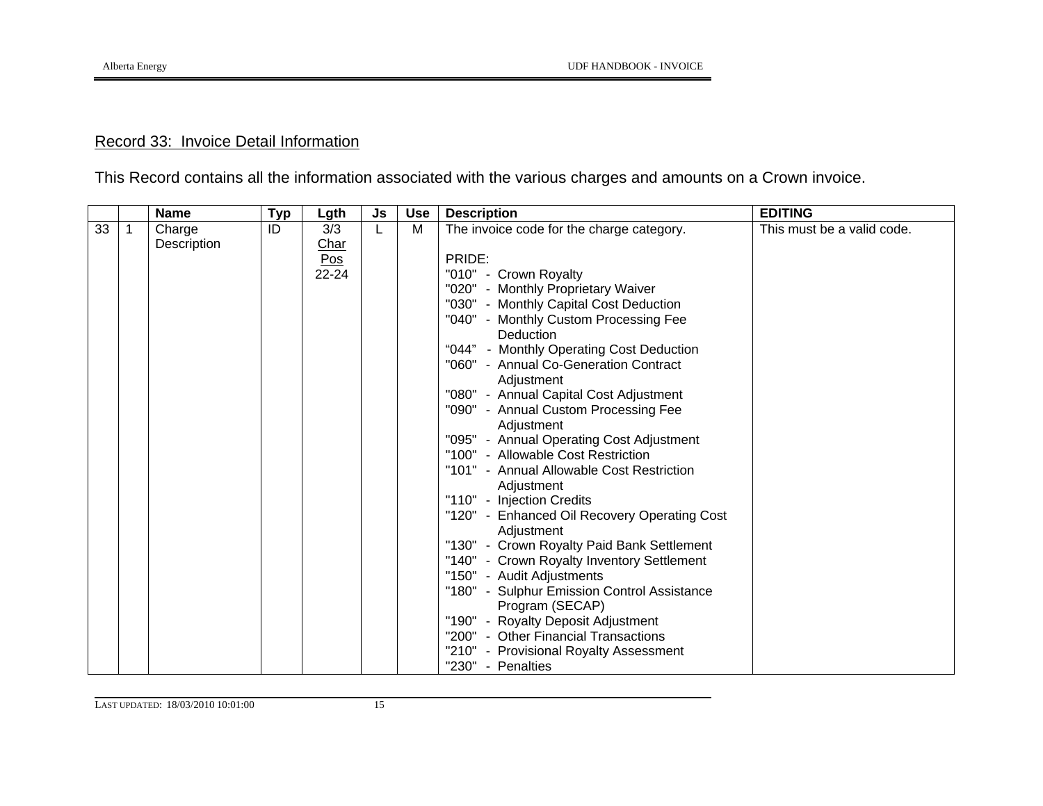## Record 33: Invoice Detail Information

This Record contains all the information associated with the various charges and amounts on a Crown invoice.

| | | Name | Typ | Lgth | Js | Use | Description | EDITING |
|---|---|---|---|---|---|---|---|---|
| 33 | 1 | Charge Description | ID | 3/3<br>Char Pos<br>22-24 | L | M | The invoice code for the charge category.<br><br>PRIDE:<br>"010" - Crown Royalty<br>"020" - Monthly Proprietary Waiver<br>"030" - Monthly Capital Cost Deduction<br>"040" - Monthly Custom Processing Fee Deduction<br>"044" - Monthly Operating Cost Deduction<br>"060" - Annual Co-Generation Contract Adjustment<br>"080" - Annual Capital Cost Adjustment<br>"090" - Annual Custom Processing Fee Adjustment<br>"095" - Annual Operating Cost Adjustment<br>"100" - Allowable Cost Restriction<br>"101" - Annual Allowable Cost Restriction Adjustment<br>"110" - Injection Credits<br>"120" - Enhanced Oil Recovery Operating Cost Adjustment<br>"130" - Crown Royalty Paid Bank Settlement<br>"140" - Crown Royalty Inventory Settlement<br>"150" - Audit Adjustments<br>"180" - Sulphur Emission Control Assistance Program (SECAP)<br>"190" - Royalty Deposit Adjustment<br>"200" - Other Financial Transactions<br>"210" - Provisional Royalty Assessment<br>"230" - Penalties | This must be a valid code. |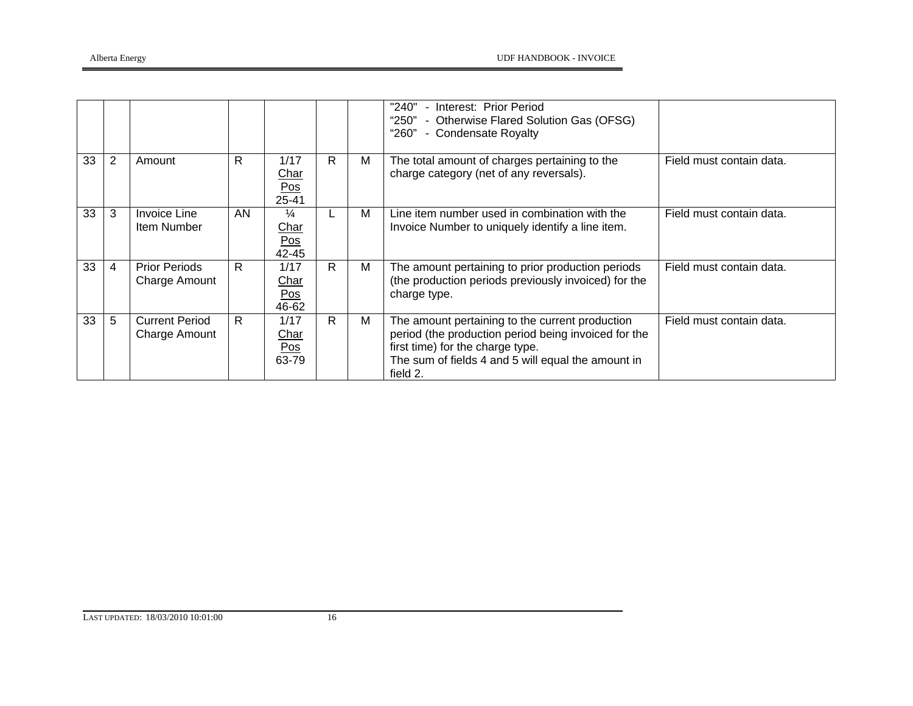|  |  |  |  |  |  |  |  |  |
|---|---|---|---|---|---|---|---|---|
|  |  |  |  |  |  |  | "240" - Interest: Prior Period<br>"250" - Otherwise Flared Solution Gas (OFSG)<br>"260" - Condensate Royalty |  |
| 33 | 2 | Amount | R | 1/17<br>Char<br>Pos<br>25-41 | R | M | The total amount of charges pertaining to the charge category (net of any reversals). | Field must contain data. |
| 33 | 3 | Invoice Line Item Number | AN | ¼<br>Char<br>Pos<br>42-45 | L | M | Line item number used in combination with the Invoice Number to uniquely identify a line item. | Field must contain data. |
| 33 | 4 | Prior Periods Charge Amount | R | 1/17<br>Char<br>Pos<br>46-62 | R | M | The amount pertaining to prior production periods (the production periods previously invoiced) for the charge type. | Field must contain data. |
| 33 | 5 | Current Period Charge Amount | R | 1/17<br>Char<br>Pos<br>63-79 | R | M | The amount pertaining to the current production period (the production period being invoiced for the first time) for the charge type.<br>The sum of fields 4 and 5 will equal the amount in field 2. | Field must contain data. |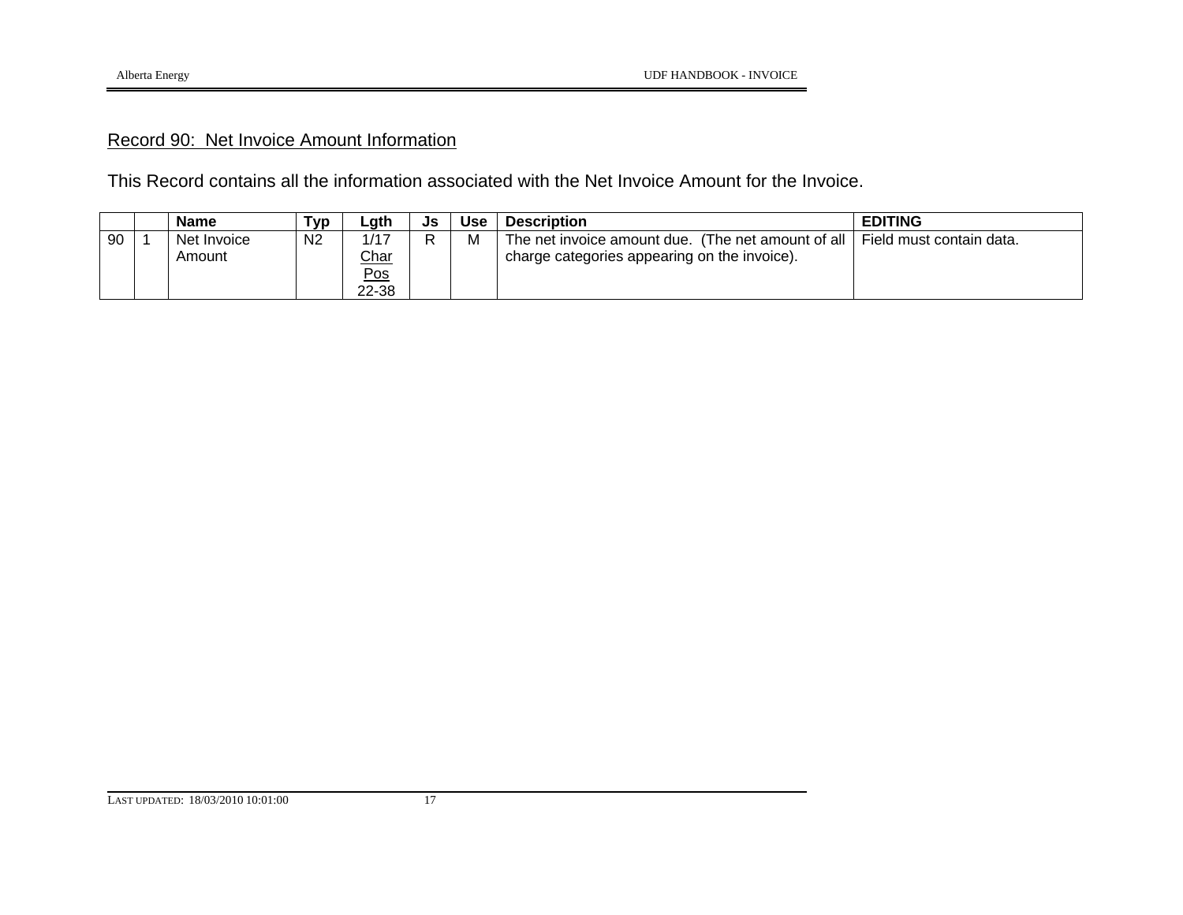## Record 90: Net Invoice Amount Information

This Record contains all the information associated with the Net Invoice Amount for the Invoice.

| | | Name | Typ | Lgth | Js | Use | Description | EDITING |
|---|---|---|---|---|---|---|---|---|
| 90 | 1 | Net Invoice Amount | N2 | 1/17 Char Pos 22-38 | R | M | The net invoice amount due. (The net amount of all charge categories appearing on the invoice). | Field must contain data. |